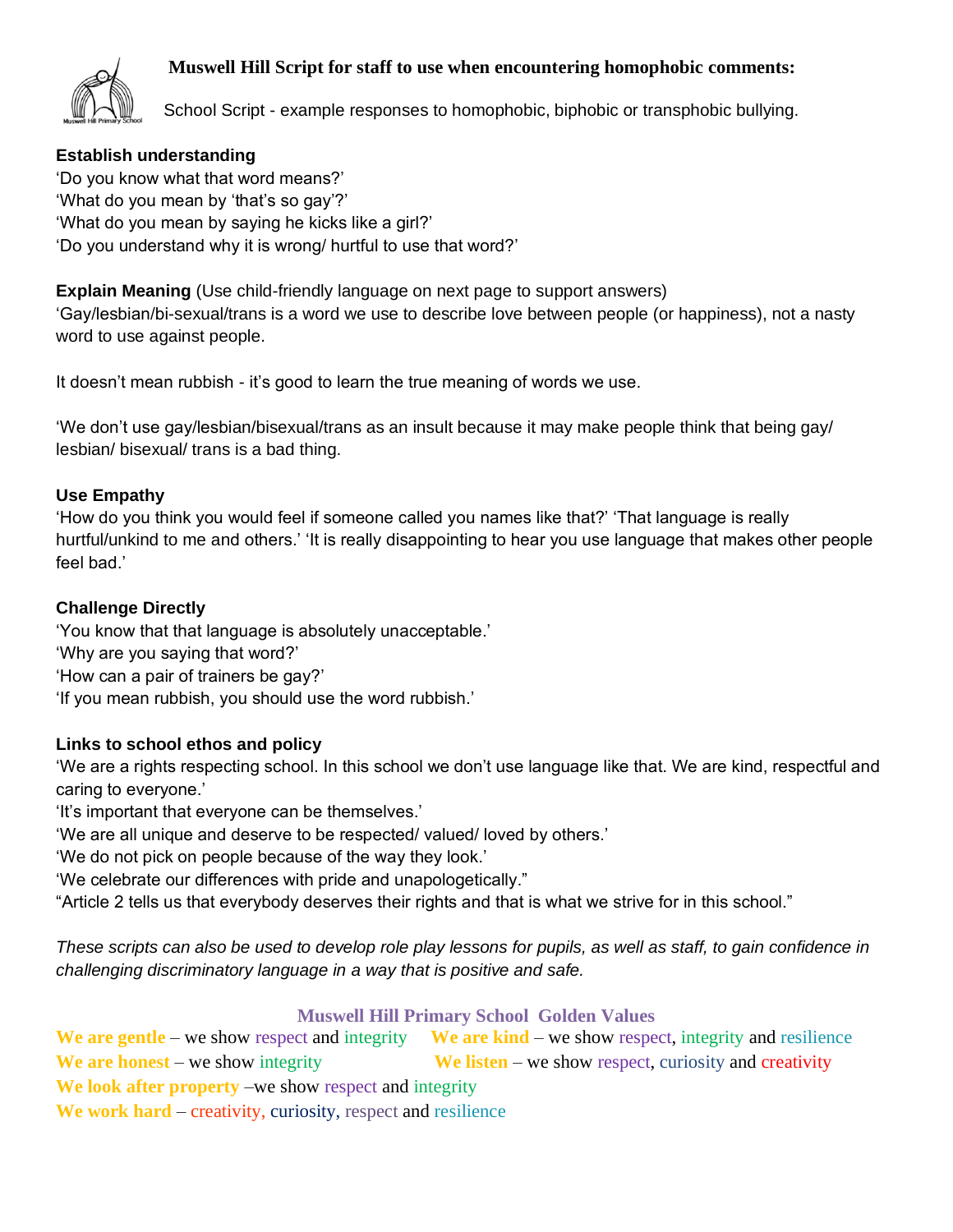# Muswell Hill Script for staff to use when encountering homophobic comments:

School Script - example responses to homophobic, biphobic or transphobic bullying.

**Establish understanding**

'Do you know what that word means?'
'What do you mean by 'that's so gay'?'
'What do you mean by saying he kicks like a girl?'
'Do you understand why it is wrong/ hurtful to use that word?'

**Explain Meaning** (Use child-friendly language on next page to support answers)

'Gay/lesbian/bi-sexual/trans is a word we use to describe love between people (or happiness), not a nasty word to use against people.

It doesn't mean rubbish - it's good to learn the true meaning of words we use.

'We don't use gay/lesbian/bisexual/trans as an insult because it may make people think that being gay/ lesbian/ bisexual/ trans is a bad thing.

**Use Empathy**

'How do you think you would feel if someone called you names like that?' 'That language is really hurtful/unkind to me and others.' 'It is really disappointing to hear you use language that makes other people feel bad.'

**Challenge Directly**

'You know that that language is absolutely unacceptable.'
'Why are you saying that word?'
'How can a pair of trainers be gay?'
'If you mean rubbish, you should use the word rubbish.'

**Links to school ethos and policy**

'We are a rights respecting school. In this school we don't use language like that. We are kind, respectful and caring to everyone.'
'It's important that everyone can be themselves.'
'We are all unique and deserve to be respected/ valued/ loved by others.'
'We do not pick on people because of the way they look.'
'We celebrate our differences with pride and unapologetically."
"Article 2 tells us that everybody deserves their rights and that is what we strive for in this school."

*These scripts can also be used to develop role play lessons for pupils, as well as staff, to gain confidence in challenging discriminatory language in a way that is positive and safe.*

**Muswell Hill Primary School Golden Values**

**We are gentle** – we show respect and integrity
**We are kind** – we show respect, integrity and resilience
**We are honest** – we show integrity
**We listen** – we show respect, curiosity and creativity
**We look after property** –we show respect and integrity
**We work hard** – creativity, curiosity, respect and resilience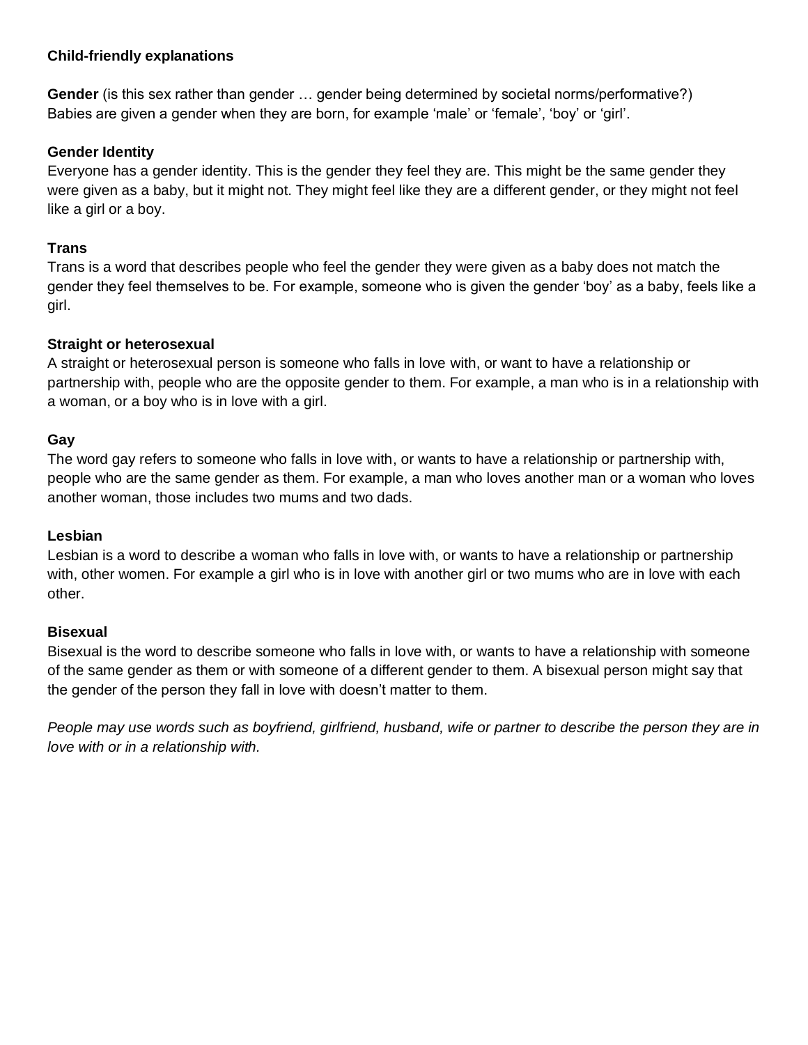**Child-friendly explanations**

**Gender** (is this sex rather than gender … gender being determined by societal norms/performative?)
Babies are given a gender when they are born, for example 'male' or 'female', 'boy' or 'girl'.

**Gender Identity**
Everyone has a gender identity. This is the gender they feel they are. This might be the same gender they were given as a baby, but it might not. They might feel like they are a different gender, or they might not feel like a girl or a boy.

**Trans**
Trans is a word that describes people who feel the gender they were given as a baby does not match the gender they feel themselves to be. For example, someone who is given the gender 'boy' as a baby, feels like a girl.

**Straight or heterosexual**
A straight or heterosexual person is someone who falls in love with, or want to have a relationship or partnership with, people who are the opposite gender to them. For example, a man who is in a relationship with a woman, or a boy who is in love with a girl.

**Gay**
The word gay refers to someone who falls in love with, or wants to have a relationship or partnership with, people who are the same gender as them. For example, a man who loves another man or a woman who loves another woman, those includes two mums and two dads.

**Lesbian**
Lesbian is a word to describe a woman who falls in love with, or wants to have a relationship or partnership with, other women. For example a girl who is in love with another girl or two mums who are in love with each other.

**Bisexual**
Bisexual is the word to describe someone who falls in love with, or wants to have a relationship with someone of the same gender as them or with someone of a different gender to them. A bisexual person might say that the gender of the person they fall in love with doesn't matter to them.

*People may use words such as boyfriend, girlfriend, husband, wife or partner to describe the person they are in love with or in a relationship with.*